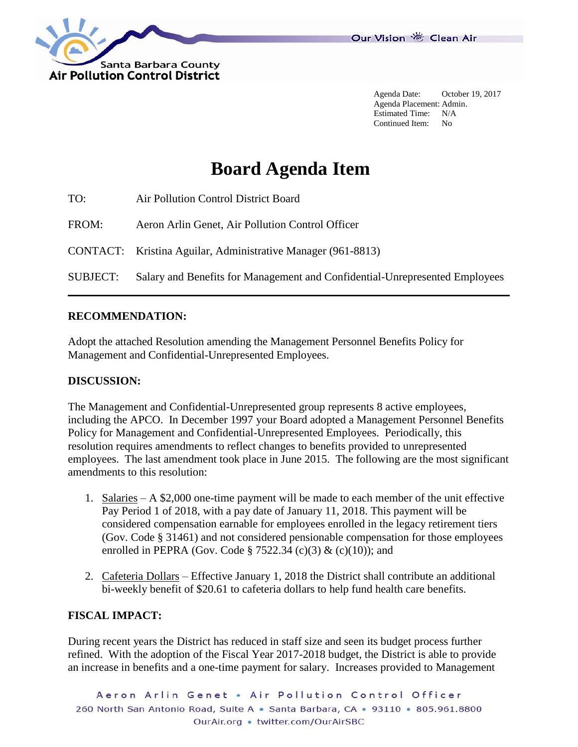Santa Barbara County
Air Pollution Control District

Our Vision Clean Air

Agenda Date: October 19, 2017
Agenda Placement: Admin.
Estimated Time: N/A
Continued Item: No

# Board Agenda Item

TO: Air Pollution Control District Board

FROM: Aeron Arlin Genet, Air Pollution Control Officer

CONTACT: Kristina Aguilar, Administrative Manager (961-8813)

SUBJECT: Salary and Benefits for Management and Confidential-Unrepresented Employees

---

**RECOMMENDATION:**

Adopt the attached Resolution amending the Management Personnel Benefits Policy for Management and Confidential-Unrepresented Employees.

**DISCUSSION:**

The Management and Confidential-Unrepresented group represents 8 active employees, including the APCO. In December 1997 your Board adopted a Management Personnel Benefits Policy for Management and Confidential-Unrepresented Employees. Periodically, this resolution requires amendments to reflect changes to benefits provided to unrepresented employees. The last amendment took place in June 2015. The following are the most significant amendments to this resolution:

1. Salaries – A $2,000 one-time payment will be made to each member of the unit effective Pay Period 1 of 2018, with a pay date of January 11, 2018. This payment will be considered compensation earnable for employees enrolled in the legacy retirement tiers (Gov. Code § 31461) and not considered pensionable compensation for those employees enrolled in PEPRA (Gov. Code § 7522.34 (c)(3) & (c)(10)); and

2. Cafeteria Dollars – Effective January 1, 2018 the District shall contribute an additional bi-weekly benefit of $20.61 to cafeteria dollars to help fund health care benefits.

**FISCAL IMPACT:**

During recent years the District has reduced in staff size and seen its budget process further refined. With the adoption of the Fiscal Year 2017-2018 budget, the District is able to provide an increase in benefits and a one-time payment for salary. Increases provided to Management

Aeron Arlin Genet • Air Pollution Control Officer
260 North San Antonio Road, Suite A • Santa Barbara, CA • 93110 • 805.961.8800
OurAir.org • twitter.com/OurAirSBC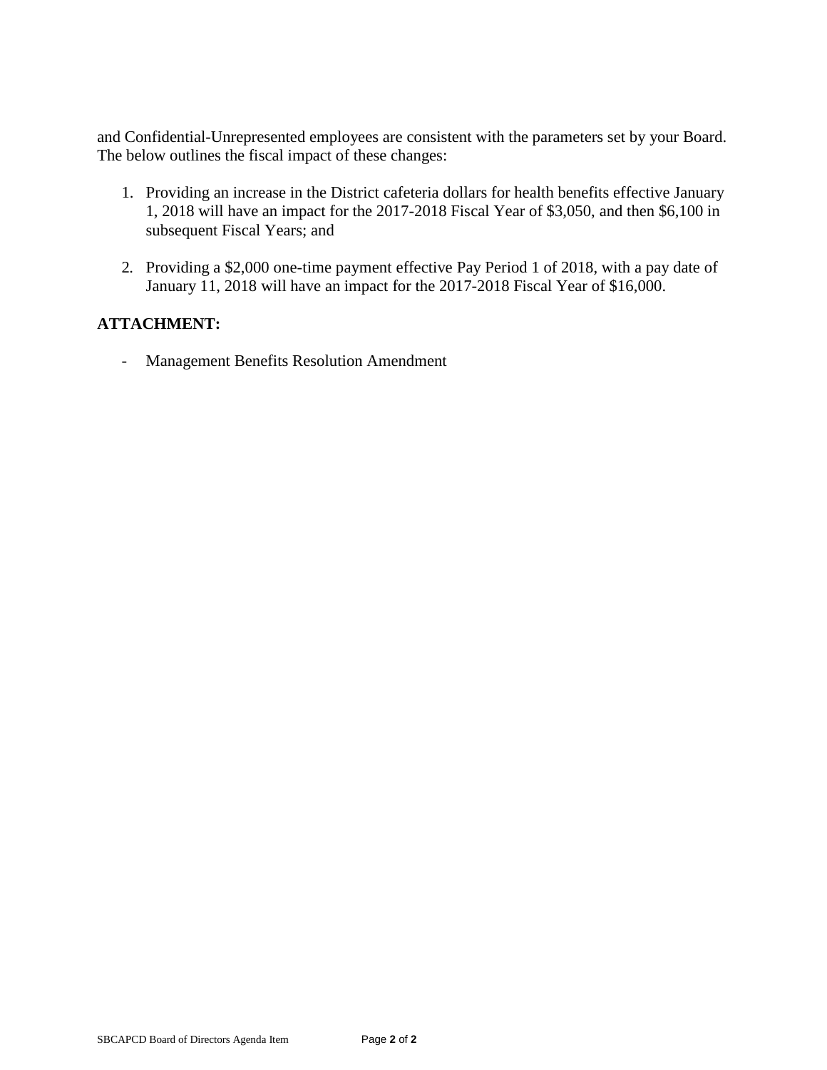and Confidential-Unrepresented employees are consistent with the parameters set by your Board. The below outlines the fiscal impact of these changes:

1. Providing an increase in the District cafeteria dollars for health benefits effective January 1, 2018 will have an impact for the 2017-2018 Fiscal Year of $3,050, and then $6,100 in subsequent Fiscal Years; and

2. Providing a $2,000 one-time payment effective Pay Period 1 of 2018, with a pay date of January 11, 2018 will have an impact for the 2017-2018 Fiscal Year of $16,000.

**ATTACHMENT:**

- Management Benefits Resolution Amendment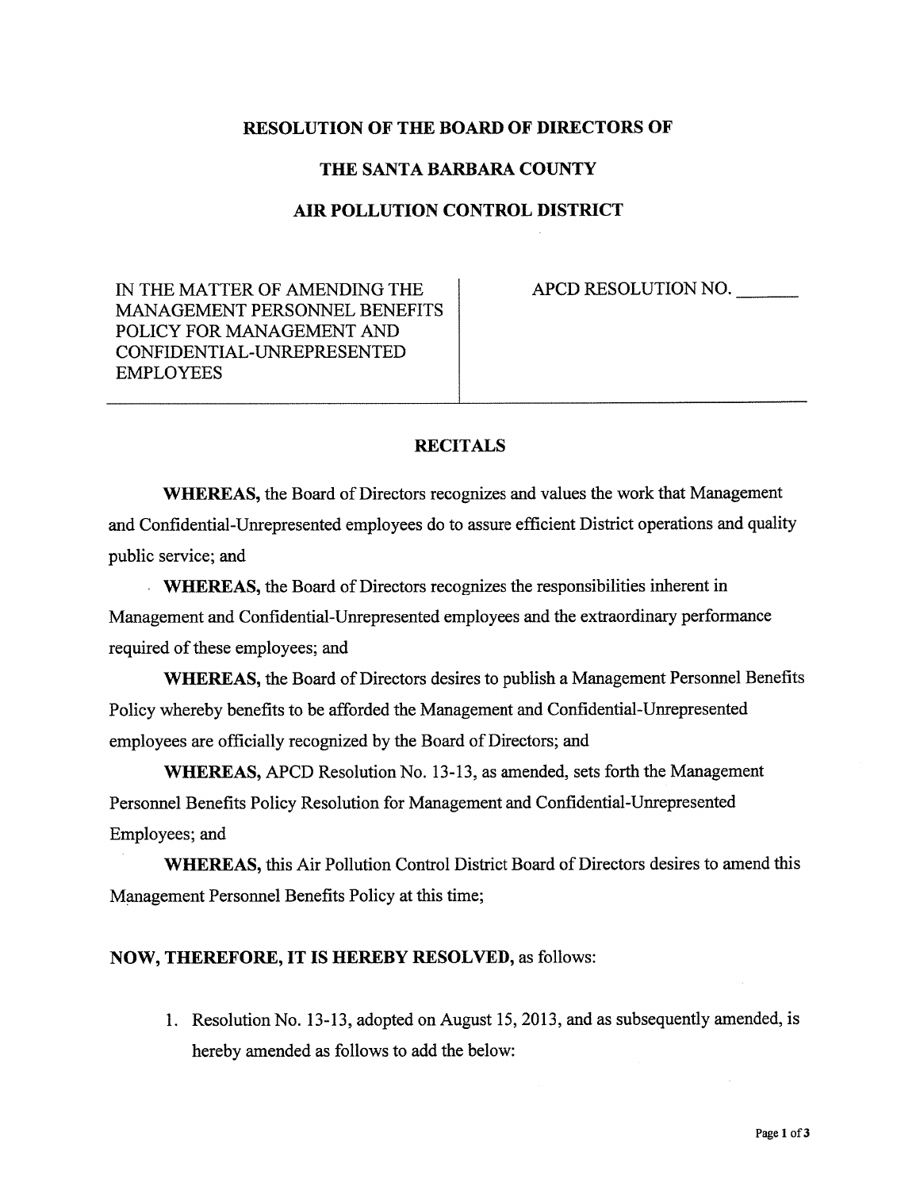**RESOLUTION OF THE BOARD OF DIRECTORS OF**

**THE SANTA BARBARA COUNTY**

**AIR POLLUTION CONTROL DISTRICT**

| IN THE MATTER OF AMENDING THE MANAGEMENT PERSONNEL BENEFITS POLICY FOR MANAGEMENT AND CONFIDENTIAL-UNREPRESENTED EMPLOYEES | APCD RESOLUTION NO. _______ |
| --- | --- |

## RECITALS

**WHEREAS,** the Board of Directors recognizes and values the work that Management and Confidential-Unrepresented employees do to assure efficient District operations and quality public service; and

**WHEREAS,** the Board of Directors recognizes the responsibilities inherent in Management and Confidential-Unrepresented employees and the extraordinary performance required of these employees; and

**WHEREAS,** the Board of Directors desires to publish a Management Personnel Benefits Policy whereby benefits to be afforded the Management and Confidential-Unrepresented employees are officially recognized by the Board of Directors; and

**WHEREAS,** APCD Resolution No. 13-13, as amended, sets forth the Management Personnel Benefits Policy Resolution for Management and Confidential-Unrepresented Employees; and

**WHEREAS,** this Air Pollution Control District Board of Directors desires to amend this Management Personnel Benefits Policy at this time;

**NOW, THEREFORE, IT IS HEREBY RESOLVED,** as follows:

1. Resolution No. 13-13, adopted on August 15, 2013, and as subsequently amended, is hereby amended as follows to add the below: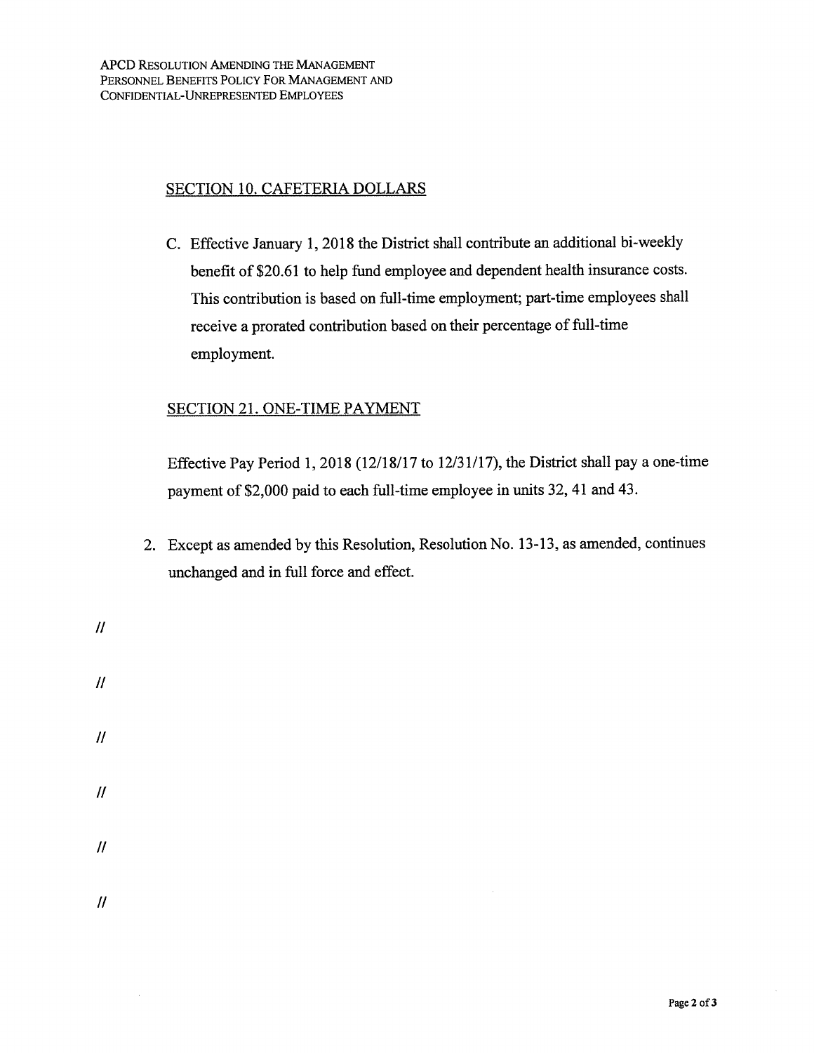## SECTION 10. CAFETERIA DOLLARS

C. Effective January 1, 2018 the District shall contribute an additional bi-weekly benefit of $20.61 to help fund employee and dependent health insurance costs. This contribution is based on full-time employment; part-time employees shall receive a prorated contribution based on their percentage of full-time employment.

## SECTION 21. ONE-TIME PAYMENT

Effective Pay Period 1, 2018 (12/18/17 to 12/31/17), the District shall pay a one-time payment of $2,000 paid to each full-time employee in units 32, 41 and 43.

2. Except as amended by this Resolution, Resolution No. 13-13, as amended, continues unchanged and in full force and effect.

//

//

//

//

//

//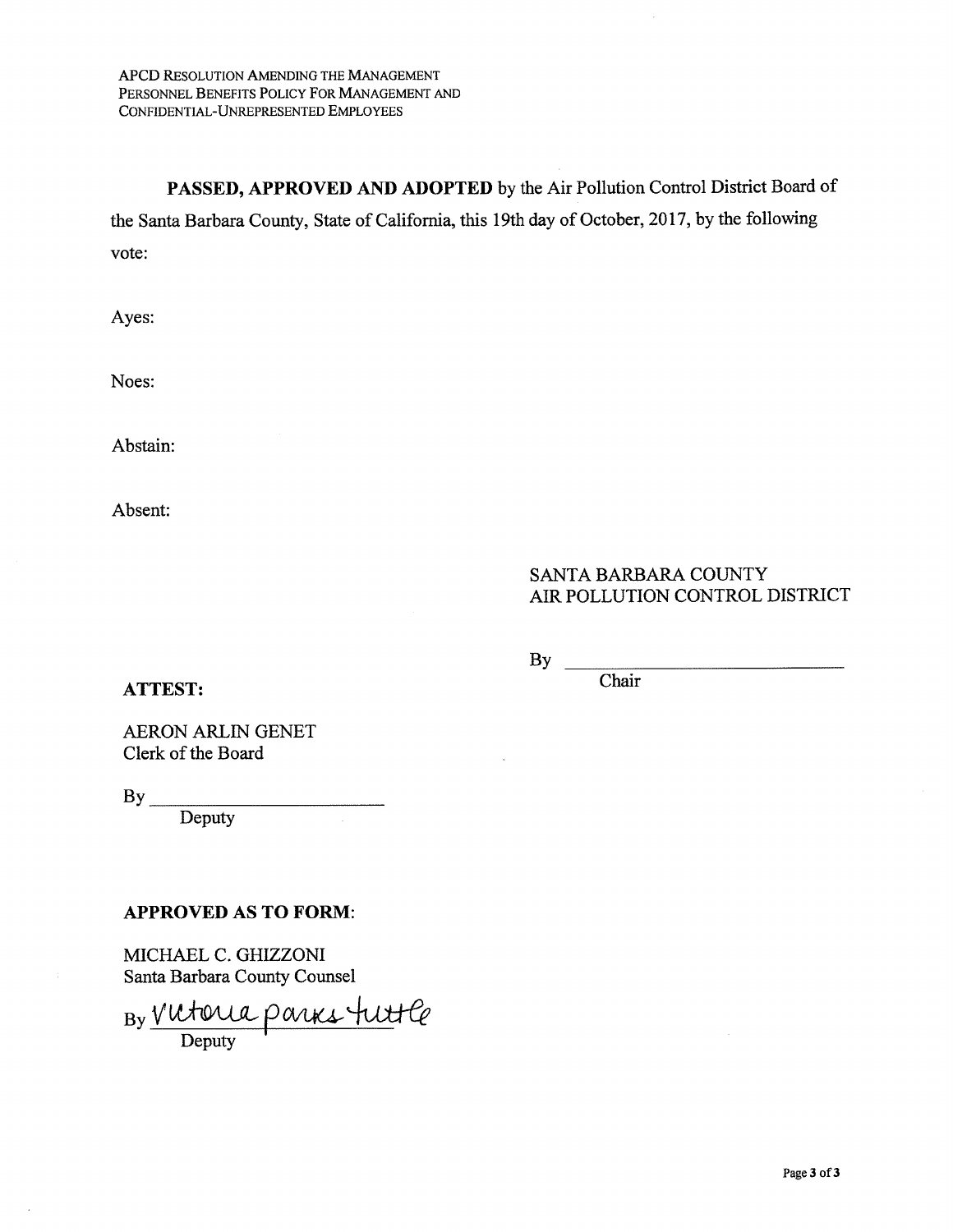**PASSED, APPROVED AND ADOPTED** by the Air Pollution Control District Board of the Santa Barbara County, State of California, this 19th day of October, 2017, by the following vote:

Ayes:

Noes:

Abstain:

Absent:

SANTA BARBARA COUNTY
AIR POLLUTION CONTROL DISTRICT

By ______________________________
Chair

**ATTEST:**

AERON ARLIN GENET
Clerk of the Board

By ______________________________
Deputy

**APPROVED AS TO FORM:**

MICHAEL C. GHIZZONI
Santa Barbara County Counsel

By Victoria Parks Tuttle
Deputy